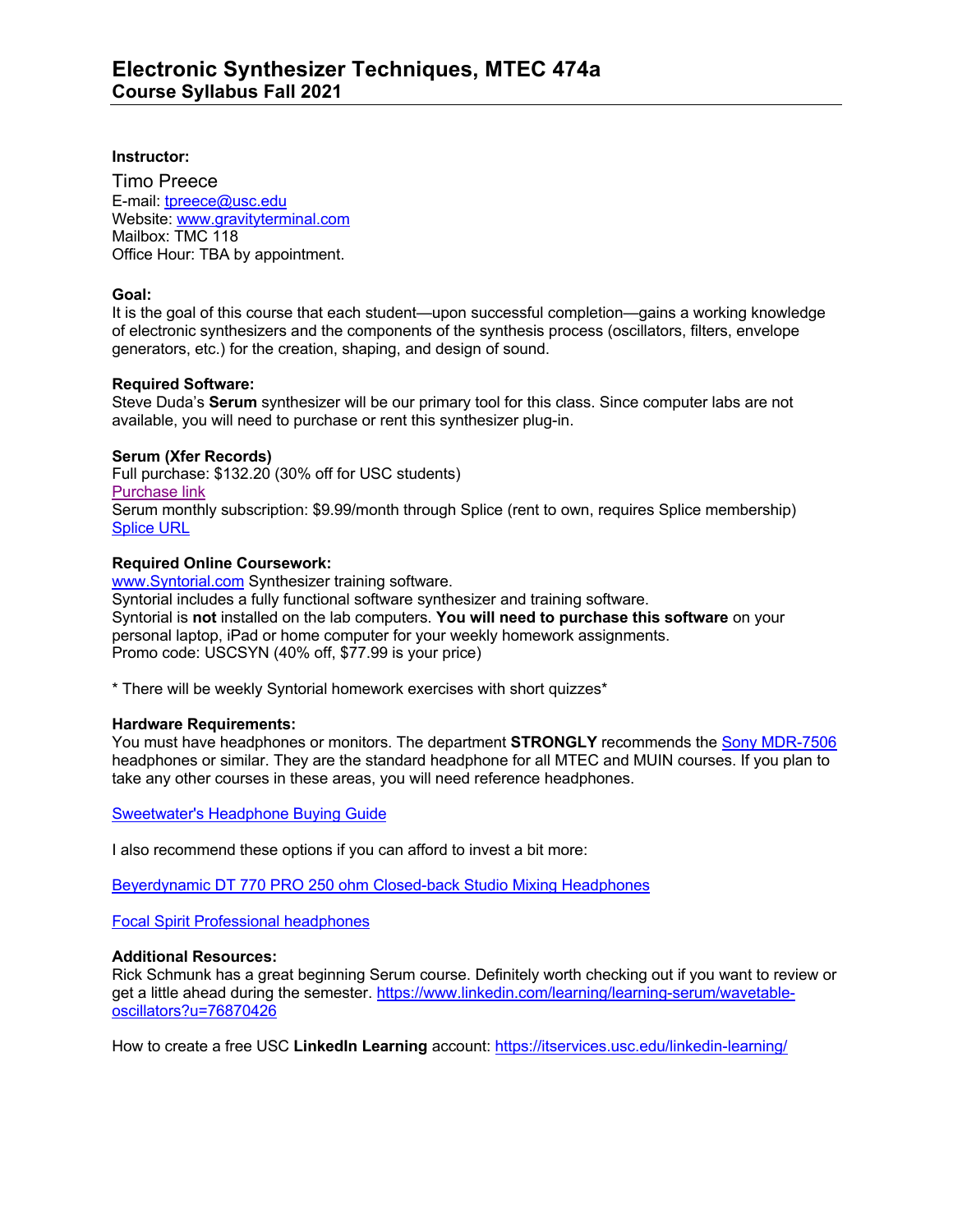# Electronic Synthesizer Techniques, MTEC 474a
## Course Syllabus Fall 2021

**Instructor:**

Timo Preece
E-mail: tpreece@usc.edu
Website: www.gravityterminal.com
Mailbox: TMC 118
Office Hour: TBA by appointment.

**Goal:**
It is the goal of this course that each student—upon successful completion—gains a working knowledge of electronic synthesizers and the components of the synthesis process (oscillators, filters, envelope generators, etc.) for the creation, shaping, and design of sound.

**Required Software:**
Steve Duda's **Serum** synthesizer will be our primary tool for this class. Since computer labs are not available, you will need to purchase or rent this synthesizer plug-in.

**Serum (Xfer Records)**
Full purchase: $132.20 (30% off for USC students)
Purchase link
Serum monthly subscription: $9.99/month through Splice (rent to own, requires Splice membership)
Splice URL

**Required Online Coursework:**
www.Syntorial.com Synthesizer training software.
Syntorial includes a fully functional software synthesizer and training software.
Syntorial is **not** installed on the lab computers. **You will need to purchase this software** on your personal laptop, iPad or home computer for your weekly homework assignments.
Promo code: USCSYN (40% off, $77.99 is your price)

* There will be weekly Syntorial homework exercises with short quizzes*

**Hardware Requirements:**
You must have headphones or monitors. The department **STRONGLY** recommends the Sony MDR-7506 headphones or similar. They are the standard headphone for all MTEC and MUIN courses. If you plan to take any other courses in these areas, you will need reference headphones.

Sweetwater's Headphone Buying Guide

I also recommend these options if you can afford to invest a bit more:

Beyerdynamic DT 770 PRO 250 ohm Closed-back Studio Mixing Headphones

Focal Spirit Professional headphones

**Additional Resources:**
Rick Schmunk has a great beginning Serum course. Definitely worth checking out if you want to review or get a little ahead during the semester. https://www.linkedin.com/learning/learning-serum/wavetable-oscillators?u=76870426

How to create a free USC **LinkedIn Learning** account: https://itservices.usc.edu/linkedin-learning/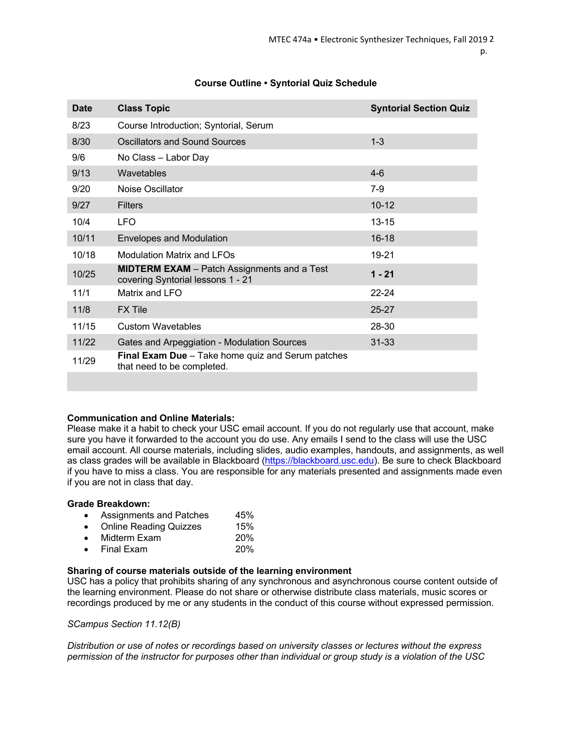### Course Outline • Syntorial Quiz Schedule

| Date | Class Topic | Syntorial Section Quiz |
|---|---|---|
| 8/23 | Course Introduction; Syntorial, Serum | |
| 8/30 | Oscillators and Sound Sources | 1-3 |
| 9/6 | No Class – Labor Day | |
| 9/13 | Wavetables | 4-6 |
| 9/20 | Noise Oscillator | 7-9 |
| 9/27 | Filters | 10-12 |
| 10/4 | LFO | 13-15 |
| 10/11 | Envelopes and Modulation | 16-18 |
| 10/18 | Modulation Matrix and LFOs | 19-21 |
| 10/25 | **MIDTERM EXAM** – Patch Assignments and a Test covering Syntorial lessons 1 - 21 | **1 - 21** |
| 11/1 | Matrix and LFO | 22-24 |
| 11/8 | FX Tile | 25-27 |
| 11/15 | Custom Wavetables | 28-30 |
| 11/22 | Gates and Arpeggiation - Modulation Sources | 31-33 |
| 11/29 | **Final Exam Due** – Take home quiz and Serum patches that need to be completed. | |
| | | |

**Communication and Online Materials:**
Please make it a habit to check your USC email account. If you do not regularly use that account, make sure you have it forwarded to the account you do use. Any emails I send to the class will use the USC email account. All course materials, including slides, audio examples, handouts, and assignments, as well as class grades will be available in Blackboard (https://blackboard.usc.edu). Be sure to check Blackboard if you have to miss a class. You are responsible for any materials presented and assignments made even if you are not in class that day.

**Grade Breakdown:**

- Assignments and Patches 45%
- Online Reading Quizzes 15%
- Midterm Exam 20%
- Final Exam 20%

**Sharing of course materials outside of the learning environment**
USC has a policy that prohibits sharing of any synchronous and asynchronous course content outside of the learning environment. Please do not share or otherwise distribute class materials, music scores or recordings produced by me or any students in the conduct of this course without expressed permission.

*SCampus Section 11.12(B)*

*Distribution or use of notes or recordings based on university classes or lectures without the express permission of the instructor for purposes other than individual or group study is a violation of the USC*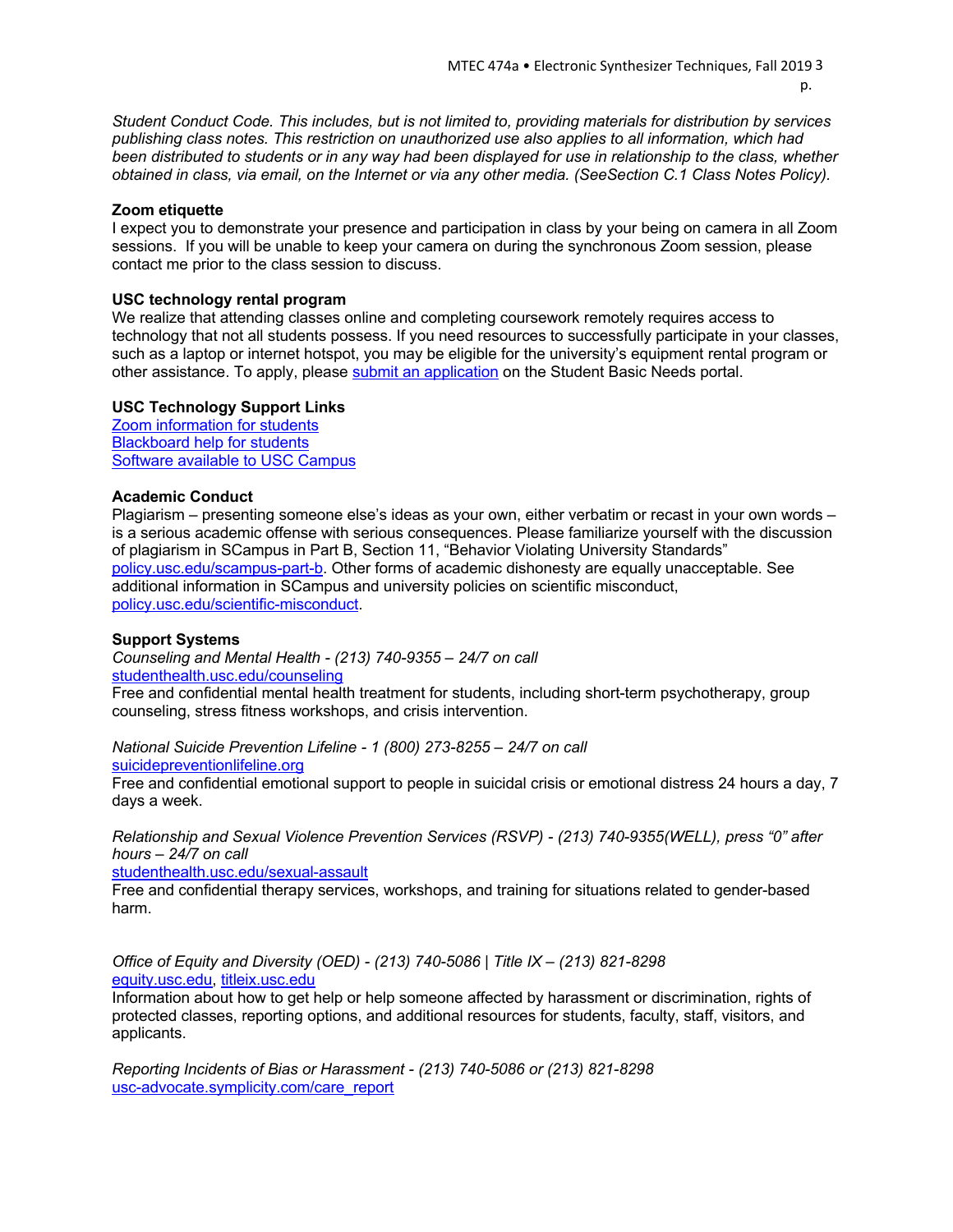*Student Conduct Code. This includes, but is not limited to, providing materials for distribution by services publishing class notes. This restriction on unauthorized use also applies to all information, which had been distributed to students or in any way had been displayed for use in relationship to the class, whether obtained in class, via email, on the Internet or via any other media. (SeeSection C.1 Class Notes Policy).*

**Zoom etiquette**
I expect you to demonstrate your presence and participation in class by your being on camera in all Zoom sessions. If you will be unable to keep your camera on during the synchronous Zoom session, please contact me prior to the class session to discuss.

**USC technology rental program**
We realize that attending classes online and completing coursework remotely requires access to technology that not all students possess. If you need resources to successfully participate in your classes, such as a laptop or internet hotspot, you may be eligible for the university's equipment rental program or other assistance. To apply, please submit an application on the Student Basic Needs portal.

**USC Technology Support Links**
Zoom information for students
Blackboard help for students
Software available to USC Campus

**Academic Conduct**
Plagiarism – presenting someone else's ideas as your own, either verbatim or recast in your own words – is a serious academic offense with serious consequences. Please familiarize yourself with the discussion of plagiarism in SCampus in Part B, Section 11, "Behavior Violating University Standards" policy.usc.edu/scampus-part-b. Other forms of academic dishonesty are equally unacceptable. See additional information in SCampus and university policies on scientific misconduct, policy.usc.edu/scientific-misconduct.

**Support Systems**
*Counseling and Mental Health - (213) 740-9355 – 24/7 on call*
studenthealth.usc.edu/counseling
Free and confidential mental health treatment for students, including short-term psychotherapy, group counseling, stress fitness workshops, and crisis intervention.

*National Suicide Prevention Lifeline - 1 (800) 273-8255 – 24/7 on call*
suicidepreventionlifeline.org
Free and confidential emotional support to people in suicidal crisis or emotional distress 24 hours a day, 7 days a week.

*Relationship and Sexual Violence Prevention Services (RSVP) - (213) 740-9355(WELL), press "0" after hours – 24/7 on call*
studenthealth.usc.edu/sexual-assault
Free and confidential therapy services, workshops, and training for situations related to gender-based harm.

*Office of Equity and Diversity (OED) - (213) 740-5086 | Title IX – (213) 821-8298*
equity.usc.edu, titleix.usc.edu
Information about how to get help or help someone affected by harassment or discrimination, rights of protected classes, reporting options, and additional resources for students, faculty, staff, visitors, and applicants.

*Reporting Incidents of Bias or Harassment - (213) 740-5086 or (213) 821-8298*
usc-advocate.symplicity.com/care_report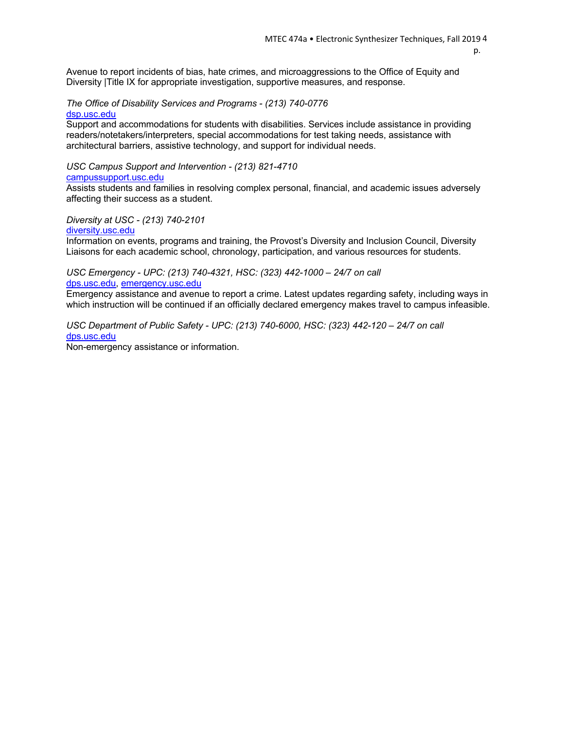Avenue to report incidents of bias, hate crimes, and microaggressions to the Office of Equity and Diversity |Title IX for appropriate investigation, supportive measures, and response.

*The Office of Disability Services and Programs - (213) 740-0776*
dsp.usc.edu
Support and accommodations for students with disabilities. Services include assistance in providing readers/notetakers/interpreters, special accommodations for test taking needs, assistance with architectural barriers, assistive technology, and support for individual needs.

*USC Campus Support and Intervention - (213) 821-4710*
campussupport.usc.edu
Assists students and families in resolving complex personal, financial, and academic issues adversely affecting their success as a student.

*Diversity at USC - (213) 740-2101*
diversity.usc.edu
Information on events, programs and training, the Provost's Diversity and Inclusion Council, Diversity Liaisons for each academic school, chronology, participation, and various resources for students.

*USC Emergency - UPC: (213) 740-4321, HSC: (323) 442-1000 – 24/7 on call*
dps.usc.edu, emergency.usc.edu
Emergency assistance and avenue to report a crime. Latest updates regarding safety, including ways in which instruction will be continued if an officially declared emergency makes travel to campus infeasible.

*USC Department of Public Safety - UPC: (213) 740-6000, HSC: (323) 442-120 – 24/7 on call*
dps.usc.edu
Non-emergency assistance or information.